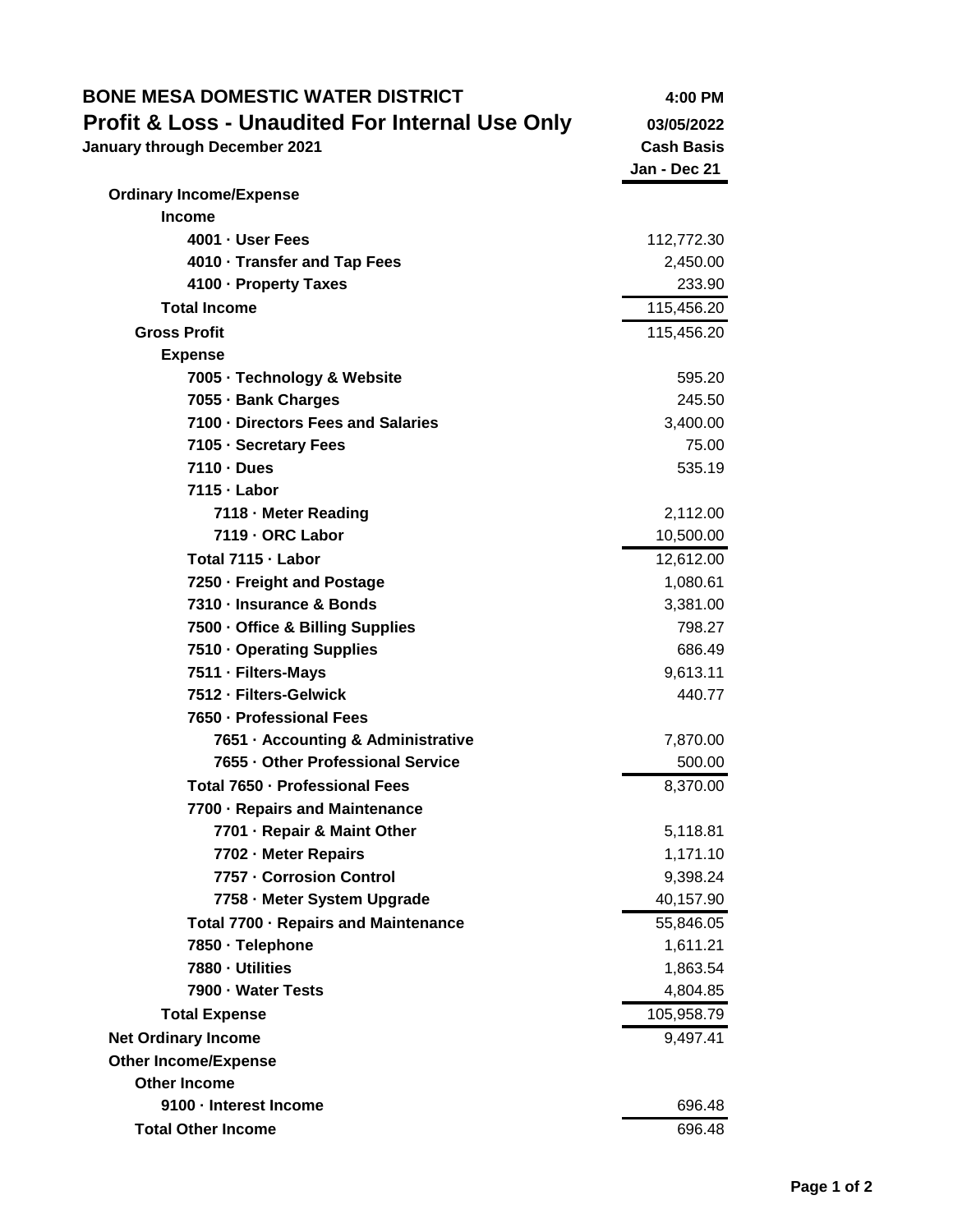# BONE MESA DOMESTIC WATER DISTRICT

## Profit & Loss - Unaudited For Internal Use Only

**January through December 2021**

4:00 PM
03/05/2022
Cash Basis

| | Jan - Dec 21 |
|---|---|
| **Ordinary Income/Expense** | |
| **Income** | |
| **4001 · User Fees** | 112,772.30 |
| **4010 · Transfer and Tap Fees** | 2,450.00 |
| **4100 · Property Taxes** | 233.90 |
| **Total Income** | 115,456.20 |
| **Gross Profit** | 115,456.20 |
| **Expense** | |
| **7005 · Technology & Website** | 595.20 |
| **7055 · Bank Charges** | 245.50 |
| **7100 · Directors Fees and Salaries** | 3,400.00 |
| **7105 · Secretary Fees** | 75.00 |
| **7110 · Dues** | 535.19 |
| **7115 · Labor** | |
| **7118 · Meter Reading** | 2,112.00 |
| **7119 · ORC Labor** | 10,500.00 |
| **Total 7115 · Labor** | 12,612.00 |
| **7250 · Freight and Postage** | 1,080.61 |
| **7310 · Insurance & Bonds** | 3,381.00 |
| **7500 · Office & Billing Supplies** | 798.27 |
| **7510 · Operating Supplies** | 686.49 |
| **7511 · Filters-Mays** | 9,613.11 |
| **7512 · Filters-Gelwick** | 440.77 |
| **7650 · Professional Fees** | |
| **7651 · Accounting & Administrative** | 7,870.00 |
| **7655 · Other Professional Service** | 500.00 |
| **Total 7650 · Professional Fees** | 8,370.00 |
| **7700 · Repairs and Maintenance** | |
| **7701 · Repair & Maint Other** | 5,118.81 |
| **7702 · Meter Repairs** | 1,171.10 |
| **7757 · Corrosion Control** | 9,398.24 |
| **7758 · Meter System Upgrade** | 40,157.90 |
| **Total 7700 · Repairs and Maintenance** | 55,846.05 |
| **7850 · Telephone** | 1,611.21 |
| **7880 · Utilities** | 1,863.54 |
| **7900 · Water Tests** | 4,804.85 |
| **Total Expense** | 105,958.79 |
| **Net Ordinary Income** | 9,497.41 |
| **Other Income/Expense** | |
| **Other Income** | |
| **9100 · Interest Income** | 696.48 |
| **Total Other Income** | 696.48 |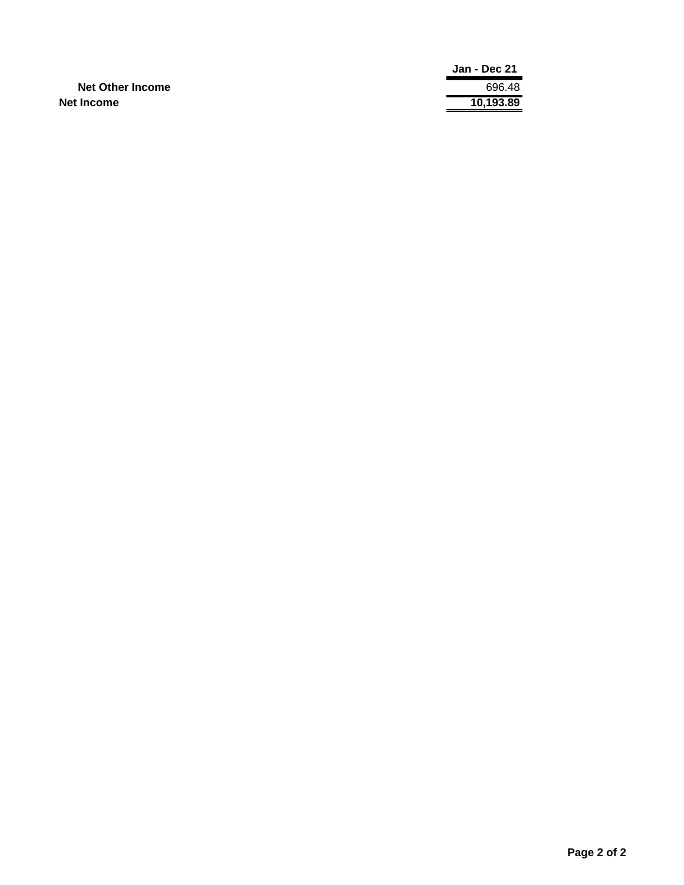| | Jan - Dec 21 |
| --- | --- |
| **Net Other Income** | 696.48 |
| **Net Income** | **10,193.89** |